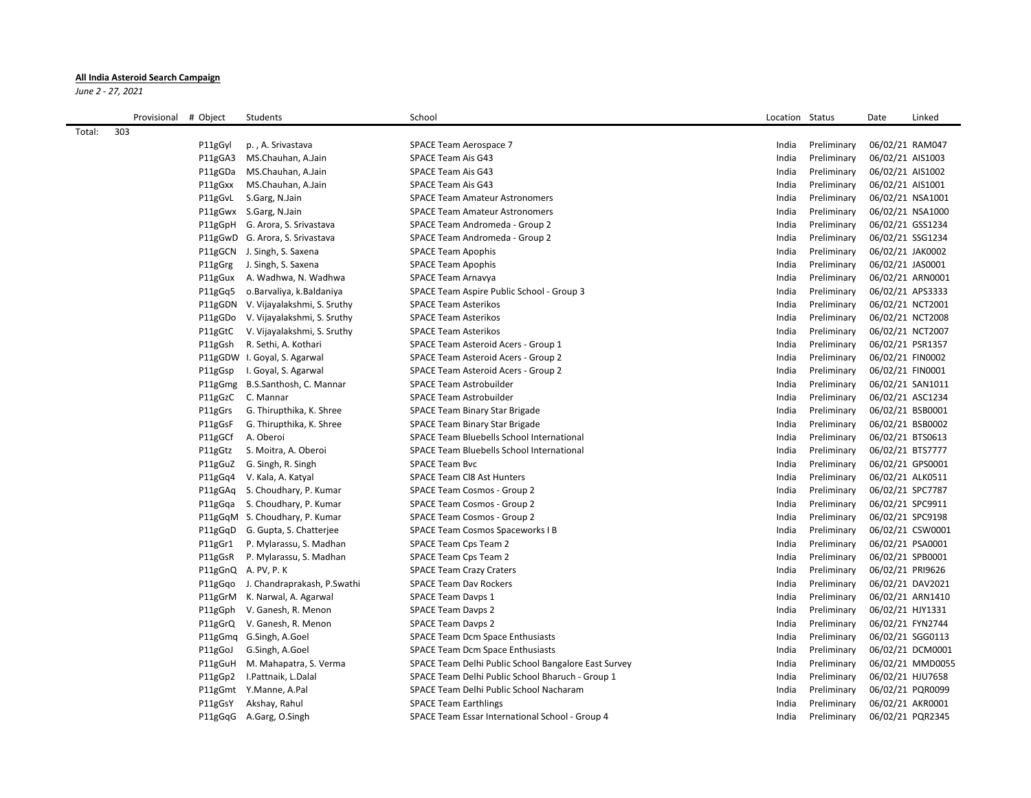**All India Asteroid Search Campaign**

*June 2 - 27, 2021*

| Provisional | # Object | Students | School | Location | Status | Date | Linked |
|---|---|---|---|---|---|---|---|
| Total: 303 | | | | | | | |
| | P11gGyl | p. , A. Srivastava | SPACE Team Aerospace 7 | India | Preliminary | 06/02/21 | RAM047 |
| | P11gGA3 | MS.Chauhan, A.Jain | SPACE Team Ais G43 | India | Preliminary | 06/02/21 | AIS1003 |
| | P11gGDa | MS.Chauhan, A.Jain | SPACE Team Ais G43 | India | Preliminary | 06/02/21 | AIS1002 |
| | P11gGxx | MS.Chauhan, A.Jain | SPACE Team Ais G43 | India | Preliminary | 06/02/21 | AIS1001 |
| | P11gGvL | S.Garg, N.Jain | SPACE Team Amateur Astronomers | India | Preliminary | 06/02/21 | NSA1001 |
| | P11gGwx | S.Garg, N.Jain | SPACE Team Amateur Astronomers | India | Preliminary | 06/02/21 | NSA1000 |
| | P11gGpH | G. Arora, S. Srivastava | SPACE Team Andromeda - Group 2 | India | Preliminary | 06/02/21 | GSS1234 |
| | P11gGwD | G. Arora, S. Srivastava | SPACE Team Andromeda - Group 2 | India | Preliminary | 06/02/21 | SSG1234 |
| | P11gGCN | J. Singh, S. Saxena | SPACE Team Apophis | India | Preliminary | 06/02/21 | JAK0002 |
| | P11gGrg | J. Singh, S. Saxena | SPACE Team Apophis | India | Preliminary | 06/02/21 | JAS0001 |
| | P11gGux | A. Wadhwa, N. Wadhwa | SPACE Team Arnavya | India | Preliminary | 06/02/21 | ARN0001 |
| | P11gGq5 | o.Barvaliya, k.Baldaniya | SPACE Team Aspire Public School - Group 3 | India | Preliminary | 06/02/21 | APS3333 |
| | P11gGDN | V. Vijayalakshmi, S. Sruthy | SPACE Team Asterikos | India | Preliminary | 06/02/21 | NCT2001 |
| | P11gGDo | V. Vijayalakshmi, S. Sruthy | SPACE Team Asterikos | India | Preliminary | 06/02/21 | NCT2008 |
| | P11gGtC | V. Vijayalakshmi, S. Sruthy | SPACE Team Asterikos | India | Preliminary | 06/02/21 | NCT2007 |
| | P11gGsh | R. Sethi, A. Kothari | SPACE Team Asteroid Acers - Group 1 | India | Preliminary | 06/02/21 | PSR1357 |
| | P11gGDW | I. Goyal, S. Agarwal | SPACE Team Asteroid Acers - Group 2 | India | Preliminary | 06/02/21 | FIN0002 |
| | P11gGsp | I. Goyal, S. Agarwal | SPACE Team Asteroid Acers - Group 2 | India | Preliminary | 06/02/21 | FIN0001 |
| | P11gGmg | B.S.Santhosh, C. Mannar | SPACE Team Astrobuilder | India | Preliminary | 06/02/21 | SAN1011 |
| | P11gGzC | C. Mannar | SPACE Team Astrobuilder | India | Preliminary | 06/02/21 | ASC1234 |
| | P11gGrs | G. Thirupthika, K. Shree | SPACE Team Binary Star Brigade | India | Preliminary | 06/02/21 | BSB0001 |
| | P11gGsF | G. Thirupthika, K. Shree | SPACE Team Binary Star Brigade | India | Preliminary | 06/02/21 | BSB0002 |
| | P11gGCf | A. Oberoi | SPACE Team Bluebells School International | India | Preliminary | 06/02/21 | BTS0613 |
| | P11gGtz | S. Moitra, A. Oberoi | SPACE Team Bluebells School International | India | Preliminary | 06/02/21 | BTS7777 |
| | P11gGuZ | G. Singh, R. Singh | SPACE Team Bvc | India | Preliminary | 06/02/21 | GPS0001 |
| | P11gGq4 | V. Kala, A. Katyal | SPACE Team Cl8 Ast Hunters | India | Preliminary | 06/02/21 | ALK0511 |
| | P11gGAq | S. Choudhary, P. Kumar | SPACE Team Cosmos - Group 2 | India | Preliminary | 06/02/21 | SPC7787 |
| | P11gGqa | S. Choudhary, P. Kumar | SPACE Team Cosmos - Group 2 | India | Preliminary | 06/02/21 | SPC9911 |
| | P11gGqM | S. Choudhary, P. Kumar | SPACE Team Cosmos - Group 2 | India | Preliminary | 06/02/21 | SPC9198 |
| | P11gGqD | G. Gupta, S. Chatterjee | SPACE Team Cosmos Spaceworks I B | India | Preliminary | 06/02/21 | CSW0001 |
| | P11gGr1 | P. Mylarassu, S. Madhan | SPACE Team Cps Team 2 | India | Preliminary | 06/02/21 | PSA0001 |
| | P11gGsR | P. Mylarassu, S. Madhan | SPACE Team Cps Team 2 | India | Preliminary | 06/02/21 | SPB0001 |
| | P11gGnQ | A. PV, P. K | SPACE Team Crazy Craters | India | Preliminary | 06/02/21 | PRI9626 |
| | P11gGqo | J. Chandraprakash, P.Swathi | SPACE Team Dav Rockers | India | Preliminary | 06/02/21 | DAV2021 |
| | P11gGrM | K. Narwal, A. Agarwal | SPACE Team Davps 1 | India | Preliminary | 06/02/21 | ARN1410 |
| | P11gGph | V. Ganesh, R. Menon | SPACE Team Davps 2 | India | Preliminary | 06/02/21 | HJY1331 |
| | P11gGrQ | V. Ganesh, R. Menon | SPACE Team Davps 2 | India | Preliminary | 06/02/21 | FYN2744 |
| | P11gGmq | G.Singh, A.Goel | SPACE Team Dcm Space Enthusiasts | India | Preliminary | 06/02/21 | SGG0113 |
| | P11gGoJ | G.Singh, A.Goel | SPACE Team Dcm Space Enthusiasts | India | Preliminary | 06/02/21 | DCM0001 |
| | P11gGuH | M. Mahapatra, S. Verma | SPACE Team Delhi Public School Bangalore East Survey | India | Preliminary | 06/02/21 | MMD0055 |
| | P11gGp2 | I.Pattnaik, L.Dalal | SPACE Team Delhi Public School Bharuch - Group 1 | India | Preliminary | 06/02/21 | HJU7658 |
| | P11gGmt | Y.Manne, A.Pal | SPACE Team Delhi Public School Nacharam | India | Preliminary | 06/02/21 | PQR0099 |
| | P11gGsY | Akshay, Rahul | SPACE Team Earthlings | India | Preliminary | 06/02/21 | AKR0001 |
| | P11gGqG | A.Garg, O.Singh | SPACE Team Essar International School - Group 4 | India | Preliminary | 06/02/21 | PQR2345 |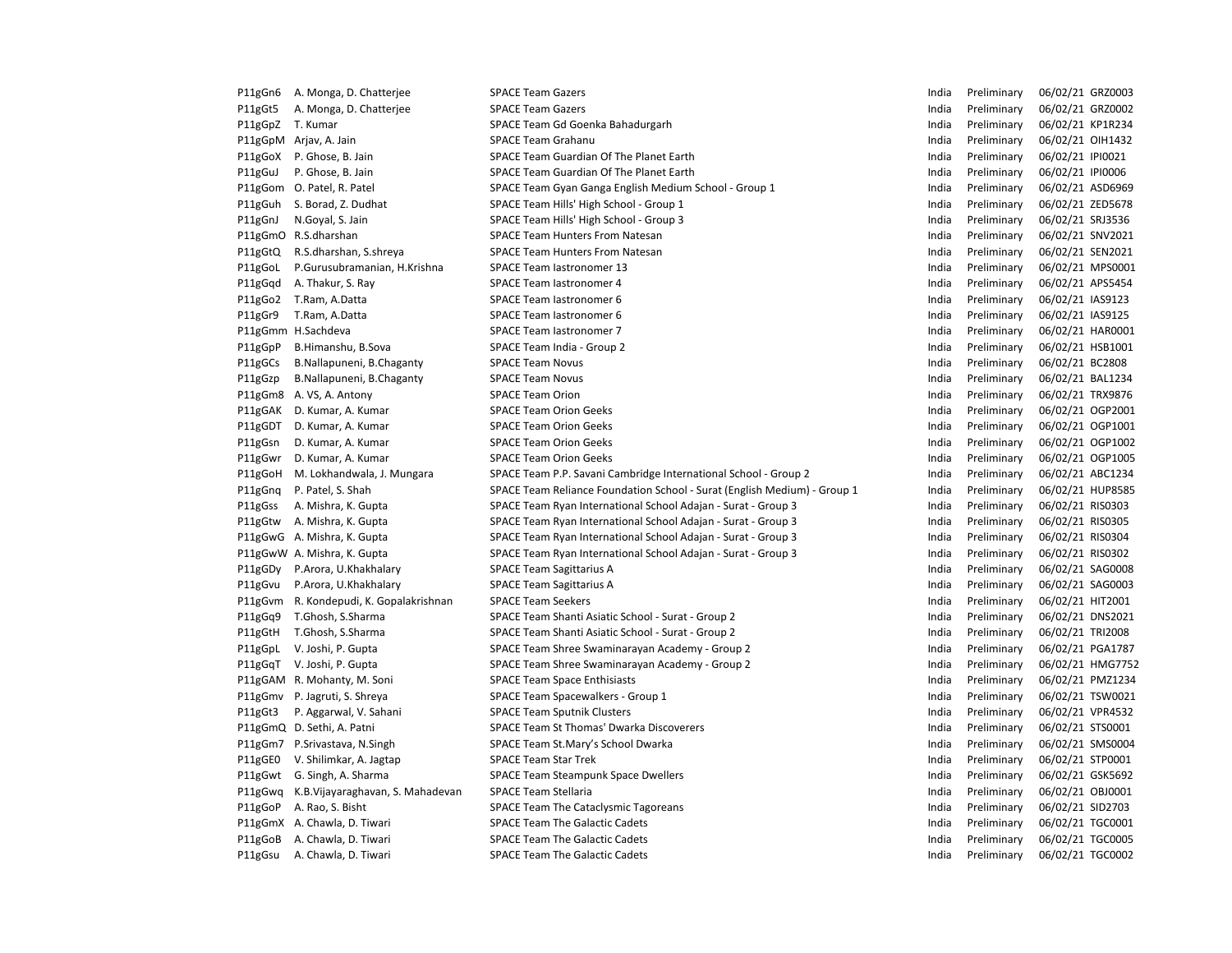| | | | | | | |
|---|---|---|---|---|---|---|
| P11gGn6 | A. Monga, D. Chatterjee | SPACE Team Gazers | India | Preliminary | 06/02/21 | GRZ0003 |
| P11gGt5 | A. Monga, D. Chatterjee | SPACE Team Gazers | India | Preliminary | 06/02/21 | GRZ0002 |
| P11gGpZ | T. Kumar | SPACE Team Gd Goenka Bahadurgarh | India | Preliminary | 06/02/21 | KP1R234 |
| P11gGpM | Arjav, A. Jain | SPACE Team Grahanu | India | Preliminary | 06/02/21 | OIH1432 |
| P11gGoX | P. Ghose, B. Jain | SPACE Team Guardian Of The Planet Earth | India | Preliminary | 06/02/21 | IPI0021 |
| P11gGuJ | P. Ghose, B. Jain | SPACE Team Guardian Of The Planet Earth | India | Preliminary | 06/02/21 | IPI0006 |
| P11gGom | O. Patel, R. Patel | SPACE Team Gyan Ganga English Medium School - Group 1 | India | Preliminary | 06/02/21 | ASD6969 |
| P11gGuh | S. Borad, Z. Dudhat | SPACE Team Hills' High School - Group 1 | India | Preliminary | 06/02/21 | ZED5678 |
| P11gGnJ | N.Goyal, S. Jain | SPACE Team Hills' High School - Group 3 | India | Preliminary | 06/02/21 | SRJ3536 |
| P11gGmO | R.S.dharshan | SPACE Team Hunters From Natesan | India | Preliminary | 06/02/21 | SNV2021 |
| P11gGtQ | R.S.dharshan, S.shreya | SPACE Team Hunters From Natesan | India | Preliminary | 06/02/21 | SEN2021 |
| P11gGoL | P.Gurusubramanian, H.Krishna | SPACE Team Iastronomer 13 | India | Preliminary | 06/02/21 | MPS0001 |
| P11gGqd | A. Thakur, S. Ray | SPACE Team Iastronomer 4 | India | Preliminary | 06/02/21 | APS5454 |
| P11gGo2 | T.Ram, A.Datta | SPACE Team Iastronomer 6 | India | Preliminary | 06/02/21 | IAS9123 |
| P11gGr9 | T.Ram, A.Datta | SPACE Team Iastronomer 6 | India | Preliminary | 06/02/21 | IAS9125 |
| P11gGmm | H.Sachdeva | SPACE Team Iastronomer 7 | India | Preliminary | 06/02/21 | HAR0001 |
| P11gGpP | B.Himanshu, B.Sova | SPACE Team India - Group 2 | India | Preliminary | 06/02/21 | HSB1001 |
| P11gGCs | B.Nallapuneni, B.Chaganty | SPACE Team Novus | India | Preliminary | 06/02/21 | BC2808 |
| P11gGzp | B.Nallapuneni, B.Chaganty | SPACE Team Novus | India | Preliminary | 06/02/21 | BAL1234 |
| P11gGm8 | A. VS, A. Antony | SPACE Team Orion | India | Preliminary | 06/02/21 | TRX9876 |
| P11gGAK | D. Kumar, A. Kumar | SPACE Team Orion Geeks | India | Preliminary | 06/02/21 | OGP2001 |
| P11gGDT | D. Kumar, A. Kumar | SPACE Team Orion Geeks | India | Preliminary | 06/02/21 | OGP1001 |
| P11gGsn | D. Kumar, A. Kumar | SPACE Team Orion Geeks | India | Preliminary | 06/02/21 | OGP1002 |
| P11gGwr | D. Kumar, A. Kumar | SPACE Team Orion Geeks | India | Preliminary | 06/02/21 | OGP1005 |
| P11gGoH | M. Lokhandwala, J. Mungara | SPACE Team P.P. Savani Cambridge International School - Group 2 | India | Preliminary | 06/02/21 | ABC1234 |
| P11gGnq | P. Patel, S. Shah | SPACE Team Reliance Foundation School - Surat (English Medium) - Group 1 | India | Preliminary | 06/02/21 | HUP8585 |
| P11gGss | A. Mishra, K. Gupta | SPACE Team Ryan International School Adajan - Surat - Group 3 | India | Preliminary | 06/02/21 | RIS0303 |
| P11gGtw | A. Mishra, K. Gupta | SPACE Team Ryan International School Adajan - Surat - Group 3 | India | Preliminary | 06/02/21 | RIS0305 |
| P11gGwG | A. Mishra, K. Gupta | SPACE Team Ryan International School Adajan - Surat - Group 3 | India | Preliminary | 06/02/21 | RIS0304 |
| P11gGwW | A. Mishra, K. Gupta | SPACE Team Ryan International School Adajan - Surat - Group 3 | India | Preliminary | 06/02/21 | RIS0302 |
| P11gGDy | P.Arora, U.Khakhalary | SPACE Team Sagittarius A | India | Preliminary | 06/02/21 | SAG0008 |
| P11gGvu | P.Arora, U.Khakhalary | SPACE Team Sagittarius A | India | Preliminary | 06/02/21 | SAG0003 |
| P11gGvm | R. Kondepudi, K. Gopalakrishnan | SPACE Team Seekers | India | Preliminary | 06/02/21 | HIT2001 |
| P11gGq9 | T.Ghosh, S.Sharma | SPACE Team Shanti Asiatic School - Surat - Group 2 | India | Preliminary | 06/02/21 | DNS2021 |
| P11gGtH | T.Ghosh, S.Sharma | SPACE Team Shanti Asiatic School - Surat - Group 2 | India | Preliminary | 06/02/21 | TRI2008 |
| P11gGpL | V. Joshi, P. Gupta | SPACE Team Shree Swaminarayan Academy - Group 2 | India | Preliminary | 06/02/21 | PGA1787 |
| P11gGqT | V. Joshi, P. Gupta | SPACE Team Shree Swaminarayan Academy - Group 2 | India | Preliminary | 06/02/21 | HMG7752 |
| P11gGAM | R. Mohanty, M. Soni | SPACE Team Space Enthisiasts | India | Preliminary | 06/02/21 | PMZ1234 |
| P11gGmv | P. Jagruti, S. Shreya | SPACE Team Spacewalkers - Group 1 | India | Preliminary | 06/02/21 | TSW0021 |
| P11gGt3 | P. Aggarwal, V. Sahani | SPACE Team Sputnik Clusters | India | Preliminary | 06/02/21 | VPR4532 |
| P11gGmQ | D. Sethi, A. Patni | SPACE Team St Thomas' Dwarka Discoverers | India | Preliminary | 06/02/21 | STS0001 |
| P11gGm7 | P.Srivastava, N.Singh | SPACE Team St.Mary's School Dwarka | India | Preliminary | 06/02/21 | SMS0004 |
| P11gGE0 | V. Shilimkar, A. Jagtap | SPACE Team Star Trek | India | Preliminary | 06/02/21 | STP0001 |
| P11gGwt | G. Singh, A. Sharma | SPACE Team Steampunk Space Dwellers | India | Preliminary | 06/02/21 | GSK5692 |
| P11gGwq | K.B.Vijayaraghavan, S. Mahadevan | SPACE Team Stellaria | India | Preliminary | 06/02/21 | OBJ0001 |
| P11gGoP | A. Rao, S. Bisht | SPACE Team The Cataclysmic Tagoreans | India | Preliminary | 06/02/21 | SID2703 |
| P11gGmX | A. Chawla, D. Tiwari | SPACE Team The Galactic Cadets | India | Preliminary | 06/02/21 | TGC0001 |
| P11gGoB | A. Chawla, D. Tiwari | SPACE Team The Galactic Cadets | India | Preliminary | 06/02/21 | TGC0005 |
| P11gGsu | A. Chawla, D. Tiwari | SPACE Team The Galactic Cadets | India | Preliminary | 06/02/21 | TGC0002 |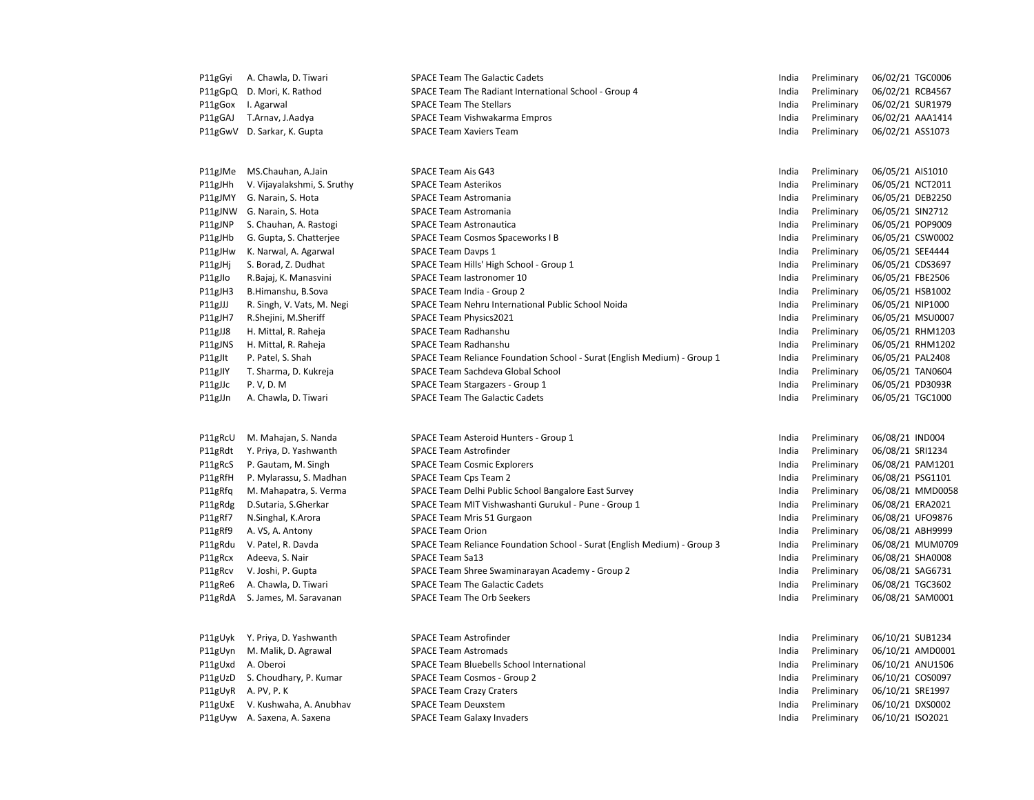| | | | | | | |
|---|---|---|---|---|---|---|
| P11gGyi | A. Chawla, D. Tiwari | SPACE Team The Galactic Cadets | India | Preliminary | 06/02/21 | TGC0006 |
| P11gGpQ | D. Mori, K. Rathod | SPACE Team The Radiant International School - Group 4 | India | Preliminary | 06/02/21 | RCB4567 |
| P11gGox | I. Agarwal | SPACE Team The Stellars | India | Preliminary | 06/02/21 | SUR1979 |
| P11gGAJ | T.Arnav, J.Aadya | SPACE Team Vishwakarma Empros | India | Preliminary | 06/02/21 | AAA1414 |
| P11gGwV | D. Sarkar, K. Gupta | SPACE Team Xaviers Team | India | Preliminary | 06/02/21 | ASS1073 |
| | | | | | | |
| P11gJMe | MS.Chauhan, A.Jain | SPACE Team Ais G43 | India | Preliminary | 06/05/21 | AIS1010 |
| P11gJHh | V. Vijayalakshmi, S. Sruthy | SPACE Team Asterikos | India | Preliminary | 06/05/21 | NCT2011 |
| P11gJMY | G. Narain, S. Hota | SPACE Team Astromania | India | Preliminary | 06/05/21 | DEB2250 |
| P11gJNW | G. Narain, S. Hota | SPACE Team Astromania | India | Preliminary | 06/05/21 | SIN2712 |
| P11gJNP | S. Chauhan, A. Rastogi | SPACE Team Astronautica | India | Preliminary | 06/05/21 | POP9009 |
| P11gJHb | G. Gupta, S. Chatterjee | SPACE Team Cosmos Spaceworks I B | India | Preliminary | 06/05/21 | CSW0002 |
| P11gJHw | K. Narwal, A. Agarwal | SPACE Team Davps 1 | India | Preliminary | 06/05/21 | SEE4444 |
| P11gJHj | S. Borad, Z. Dudhat | SPACE Team Hills' High School - Group 1 | India | Preliminary | 06/05/21 | CDS3697 |
| P11gJIo | R.Bajaj, K. Manasvini | SPACE Team Iastronomer 10 | India | Preliminary | 06/05/21 | FBE2506 |
| P11gJH3 | B.Himanshu, B.Sova | SPACE Team India - Group 2 | India | Preliminary | 06/05/21 | HSB1002 |
| P11gJJJ | R. Singh, V. Vats, M. Negi | SPACE Team Nehru International Public School Noida | India | Preliminary | 06/05/21 | NIP1000 |
| P11gJH7 | R.Shejini, M.Sheriff | SPACE Team Physics2021 | India | Preliminary | 06/05/21 | MSU0007 |
| P11gJJ8 | H. Mittal, R. Raheja | SPACE Team Radhanshu | India | Preliminary | 06/05/21 | RHM1203 |
| P11gJNS | H. Mittal, R. Raheja | SPACE Team Radhanshu | India | Preliminary | 06/05/21 | RHM1202 |
| P11gJIt | P. Patel, S. Shah | SPACE Team Reliance Foundation School - Surat (English Medium) - Group 1 | India | Preliminary | 06/05/21 | PAL2408 |
| P11gJIY | T. Sharma, D. Kukreja | SPACE Team Sachdeva Global School | India | Preliminary | 06/05/21 | TAN0604 |
| P11gJJc | P. V, D. M | SPACE Team Stargazers - Group 1 | India | Preliminary | 06/05/21 | PD3093R |
| P11gJJn | A. Chawla, D. Tiwari | SPACE Team The Galactic Cadets | India | Preliminary | 06/05/21 | TGC1000 |
| | | | | | | |
| P11gRcU | M. Mahajan, S. Nanda | SPACE Team Asteroid Hunters - Group 1 | India | Preliminary | 06/08/21 | IND004 |
| P11gRdt | Y. Priya, D. Yashwanth | SPACE Team Astrofinder | India | Preliminary | 06/08/21 | SRI1234 |
| P11gRcS | P. Gautam, M. Singh | SPACE Team Cosmic Explorers | India | Preliminary | 06/08/21 | PAM1201 |
| P11gRfH | P. Mylarassu, S. Madhan | SPACE Team Cps Team 2 | India | Preliminary | 06/08/21 | PSG1101 |
| P11gRfq | M. Mahapatra, S. Verma | SPACE Team Delhi Public School Bangalore East Survey | India | Preliminary | 06/08/21 | MMD0058 |
| P11gRdg | D.Sutaria, S.Gherkar | SPACE Team MIT Vishwashanti Gurukul - Pune - Group 1 | India | Preliminary | 06/08/21 | ERA2021 |
| P11gRf7 | N.Singhal, K.Arora | SPACE Team Mris 51 Gurgaon | India | Preliminary | 06/08/21 | UFO9876 |
| P11gRf9 | A. VS, A. Antony | SPACE Team Orion | India | Preliminary | 06/08/21 | ABH9999 |
| P11gRdu | V. Patel, R. Davda | SPACE Team Reliance Foundation School - Surat (English Medium) - Group 3 | India | Preliminary | 06/08/21 | MUM0709 |
| P11gRcx | Adeeva, S. Nair | SPACE Team Sa13 | India | Preliminary | 06/08/21 | SHA0008 |
| P11gRcv | V. Joshi, P. Gupta | SPACE Team Shree Swaminarayan Academy - Group 2 | India | Preliminary | 06/08/21 | SAG6731 |
| P11gRe6 | A. Chawla, D. Tiwari | SPACE Team The Galactic Cadets | India | Preliminary | 06/08/21 | TGC3602 |
| P11gRdA | S. James, M. Saravanan | SPACE Team The Orb Seekers | India | Preliminary | 06/08/21 | SAM0001 |
| | | | | | | |
| P11gUyk | Y. Priya, D. Yashwanth | SPACE Team Astrofinder | India | Preliminary | 06/10/21 | SUB1234 |
| P11gUyn | M. Malik, D. Agrawal | SPACE Team Astromads | India | Preliminary | 06/10/21 | AMD0001 |
| P11gUxd | A. Oberoi | SPACE Team Bluebells School International | India | Preliminary | 06/10/21 | ANU1506 |
| P11gUzD | S. Choudhary, P. Kumar | SPACE Team Cosmos - Group 2 | India | Preliminary | 06/10/21 | COS0097 |
| P11gUyR | A. PV, P. K | SPACE Team Crazy Craters | India | Preliminary | 06/10/21 | SRE1997 |
| P11gUxE | V. Kushwaha, A. Anubhav | SPACE Team Deuxstem | India | Preliminary | 06/10/21 | DXS0002 |
| P11gUyw | A. Saxena, A. Saxena | SPACE Team Galaxy Invaders | India | Preliminary | 06/10/21 | ISO2021 |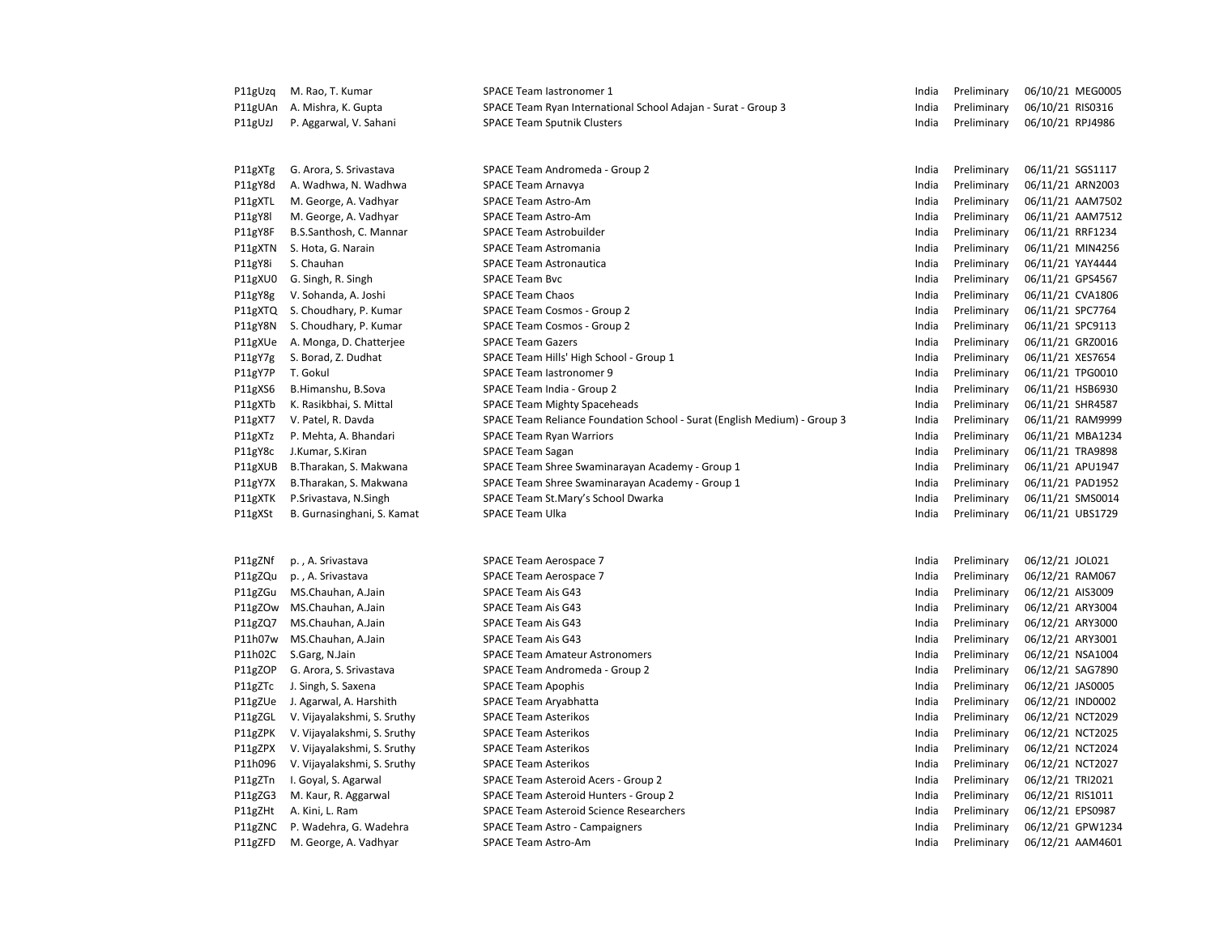| | | | | | | |
|---|---|---|---|---|---|---|
| P11gUzq | M. Rao, T. Kumar | SPACE Team Iastronomer 1 | India | Preliminary | 06/10/21 | MEG0005 |
| P11gUAn | A. Mishra, K. Gupta | SPACE Team Ryan International School Adajan - Surat - Group 3 | India | Preliminary | 06/10/21 | RIS0316 |
| P11gUzJ | P. Aggarwal, V. Sahani | SPACE Team Sputnik Clusters | India | Preliminary | 06/10/21 | RPJ4986 |
| | | | | | | |
| P11gXTg | G. Arora, S. Srivastava | SPACE Team Andromeda - Group 2 | India | Preliminary | 06/11/21 | SGS1117 |
| P11gY8d | A. Wadhwa, N. Wadhwa | SPACE Team Arnavya | India | Preliminary | 06/11/21 | ARN2003 |
| P11gXTL | M. George, A. Vadhyar | SPACE Team Astro-Am | India | Preliminary | 06/11/21 | AAM7502 |
| P11gY8l | M. George, A. Vadhyar | SPACE Team Astro-Am | India | Preliminary | 06/11/21 | AAM7512 |
| P11gY8F | B.S.Santhosh, C. Mannar | SPACE Team Astrobuilder | India | Preliminary | 06/11/21 | RRF1234 |
| P11gXTN | S. Hota, G. Narain | SPACE Team Astromania | India | Preliminary | 06/11/21 | MIN4256 |
| P11gY8i | S. Chauhan | SPACE Team Astronautica | India | Preliminary | 06/11/21 | YAY4444 |
| P11gXU0 | G. Singh, R. Singh | SPACE Team Bvc | India | Preliminary | 06/11/21 | GPS4567 |
| P11gY8g | V. Sohanda, A. Joshi | SPACE Team Chaos | India | Preliminary | 06/11/21 | CVA1806 |
| P11gXTQ | S. Choudhary, P. Kumar | SPACE Team Cosmos - Group 2 | India | Preliminary | 06/11/21 | SPC7764 |
| P11gY8N | S. Choudhary, P. Kumar | SPACE Team Cosmos - Group 2 | India | Preliminary | 06/11/21 | SPC9113 |
| P11gXUe | A. Monga, D. Chatterjee | SPACE Team Gazers | India | Preliminary | 06/11/21 | GRZ0016 |
| P11gY7g | S. Borad, Z. Dudhat | SPACE Team Hills' High School - Group 1 | India | Preliminary | 06/11/21 | XES7654 |
| P11gY7P | T. Gokul | SPACE Team Iastronomer 9 | India | Preliminary | 06/11/21 | TPG0010 |
| P11gXS6 | B.Himanshu, B.Sova | SPACE Team India - Group 2 | India | Preliminary | 06/11/21 | HSB6930 |
| P11gXTb | K. Rasikbhai, S. Mittal | SPACE Team Mighty Spaceheads | India | Preliminary | 06/11/21 | SHR4587 |
| P11gXT7 | V. Patel, R. Davda | SPACE Team Reliance Foundation School - Surat (English Medium) - Group 3 | India | Preliminary | 06/11/21 | RAM9999 |
| P11gXTz | P. Mehta, A. Bhandari | SPACE Team Ryan Warriors | India | Preliminary | 06/11/21 | MBA1234 |
| P11gY8c | J.Kumar, S.Kiran | SPACE Team Sagan | India | Preliminary | 06/11/21 | TRA9898 |
| P11gXUB | B.Tharakan, S. Makwana | SPACE Team Shree Swaminarayan Academy - Group 1 | India | Preliminary | 06/11/21 | APU1947 |
| P11gY7X | B.Tharakan, S. Makwana | SPACE Team Shree Swaminarayan Academy - Group 1 | India | Preliminary | 06/11/21 | PAD1952 |
| P11gXTK | P.Srivastava, N.Singh | SPACE Team St.Mary's School Dwarka | India | Preliminary | 06/11/21 | SMS0014 |
| P11gXSt | B. Gurnasinghani, S. Kamat | SPACE Team Ulka | India | Preliminary | 06/11/21 | UBS1729 |
| | | | | | | |
| P11gZNf | p. , A. Srivastava | SPACE Team Aerospace 7 | India | Preliminary | 06/12/21 | JOL021 |
| P11gZQu | p. , A. Srivastava | SPACE Team Aerospace 7 | India | Preliminary | 06/12/21 | RAM067 |
| P11gZGu | MS.Chauhan, A.Jain | SPACE Team Ais G43 | India | Preliminary | 06/12/21 | AIS3009 |
| P11gZOw | MS.Chauhan, A.Jain | SPACE Team Ais G43 | India | Preliminary | 06/12/21 | ARY3004 |
| P11gZQ7 | MS.Chauhan, A.Jain | SPACE Team Ais G43 | India | Preliminary | 06/12/21 | ARY3000 |
| P11h07w | MS.Chauhan, A.Jain | SPACE Team Ais G43 | India | Preliminary | 06/12/21 | ARY3001 |
| P11h02C | S.Garg, N.Jain | SPACE Team Amateur Astronomers | India | Preliminary | 06/12/21 | NSA1004 |
| P11gZOP | G. Arora, S. Srivastava | SPACE Team Andromeda - Group 2 | India | Preliminary | 06/12/21 | SAG7890 |
| P11gZTc | J. Singh, S. Saxena | SPACE Team Apophis | India | Preliminary | 06/12/21 | JAS0005 |
| P11gZUe | J. Agarwal, A. Harshith | SPACE Team Aryabhatta | India | Preliminary | 06/12/21 | IND0002 |
| P11gZGL | V. Vijayalakshmi, S. Sruthy | SPACE Team Asterikos | India | Preliminary | 06/12/21 | NCT2029 |
| P11gZPK | V. Vijayalakshmi, S. Sruthy | SPACE Team Asterikos | India | Preliminary | 06/12/21 | NCT2025 |
| P11gZPX | V. Vijayalakshmi, S. Sruthy | SPACE Team Asterikos | India | Preliminary | 06/12/21 | NCT2024 |
| P11h096 | V. Vijayalakshmi, S. Sruthy | SPACE Team Asterikos | India | Preliminary | 06/12/21 | NCT2027 |
| P11gZTn | I. Goyal, S. Agarwal | SPACE Team Asteroid Acers - Group 2 | India | Preliminary | 06/12/21 | TRI2021 |
| P11gZG3 | M. Kaur, R. Aggarwal | SPACE Team Asteroid Hunters - Group 2 | India | Preliminary | 06/12/21 | RIS1011 |
| P11gZHt | A. Kini, L. Ram | SPACE Team Asteroid Science Researchers | India | Preliminary | 06/12/21 | EPS0987 |
| P11gZNC | P. Wadehra, G. Wadehra | SPACE Team Astro - Campaigners | India | Preliminary | 06/12/21 | GPW1234 |
| P11gZFD | M. George, A. Vadhyar | SPACE Team Astro-Am | India | Preliminary | 06/12/21 | AAM4601 |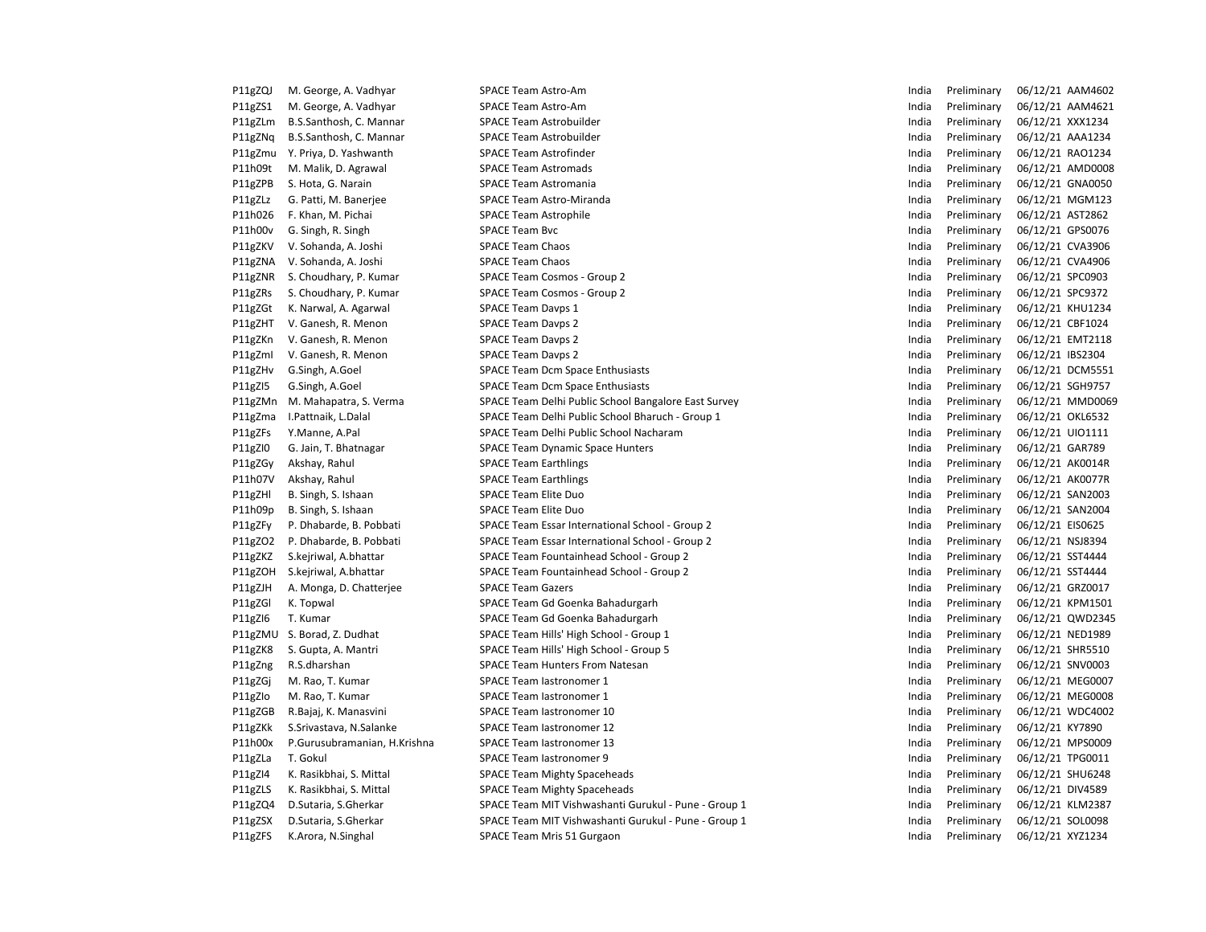| | | | | | | |
|---|---|---|---|---|---|---|
| P11gZQJ | M. George, A. Vadhyar | SPACE Team Astro-Am | India | Preliminary | 06/12/21 | AAM4602 |
| P11gZS1 | M. George, A. Vadhyar | SPACE Team Astro-Am | India | Preliminary | 06/12/21 | AAM4621 |
| P11gZLm | B.S.Santhosh, C. Mannar | SPACE Team Astrobuilder | India | Preliminary | 06/12/21 | XXX1234 |
| P11gZNq | B.S.Santhosh, C. Mannar | SPACE Team Astrobuilder | India | Preliminary | 06/12/21 | AAA1234 |
| P11gZmu | Y. Priya, D. Yashwanth | SPACE Team Astrofinder | India | Preliminary | 06/12/21 | RAO1234 |
| P11h09t | M. Malik, D. Agrawal | SPACE Team Astromads | India | Preliminary | 06/12/21 | AMD0008 |
| P11gZPB | S. Hota, G. Narain | SPACE Team Astromania | India | Preliminary | 06/12/21 | GNA0050 |
| P11gZLz | G. Patti, M. Banerjee | SPACE Team Astro-Miranda | India | Preliminary | 06/12/21 | MGM123 |
| P11h026 | F. Khan, M. Pichai | SPACE Team Astrophile | India | Preliminary | 06/12/21 | AST2862 |
| P11h00v | G. Singh, R. Singh | SPACE Team Bvc | India | Preliminary | 06/12/21 | GPS0076 |
| P11gZKV | V. Sohanda, A. Joshi | SPACE Team Chaos | India | Preliminary | 06/12/21 | CVA3906 |
| P11gZNA | V. Sohanda, A. Joshi | SPACE Team Chaos | India | Preliminary | 06/12/21 | CVA4906 |
| P11gZNR | S. Choudhary, P. Kumar | SPACE Team Cosmos - Group 2 | India | Preliminary | 06/12/21 | SPC0903 |
| P11gZRs | S. Choudhary, P. Kumar | SPACE Team Cosmos - Group 2 | India | Preliminary | 06/12/21 | SPC9372 |
| P11gZGt | K. Narwal, A. Agarwal | SPACE Team Davps 1 | India | Preliminary | 06/12/21 | KHU1234 |
| P11gZHT | V. Ganesh, R. Menon | SPACE Team Davps 2 | India | Preliminary | 06/12/21 | CBF1024 |
| P11gZKn | V. Ganesh, R. Menon | SPACE Team Davps 2 | India | Preliminary | 06/12/21 | EMT2118 |
| P11gZmI | V. Ganesh, R. Menon | SPACE Team Davps 2 | India | Preliminary | 06/12/21 | IBS2304 |
| P11gZHv | G.Singh, A.Goel | SPACE Team Dcm Space Enthusiasts | India | Preliminary | 06/12/21 | DCM5551 |
| P11gZI5 | G.Singh, A.Goel | SPACE Team Dcm Space Enthusiasts | India | Preliminary | 06/12/21 | SGH9757 |
| P11gZMn | M. Mahapatra, S. Verma | SPACE Team Delhi Public School Bangalore East Survey | India | Preliminary | 06/12/21 | MMD0069 |
| P11gZma | I.Pattnaik, L.Dalal | SPACE Team Delhi Public School Bharuch - Group 1 | India | Preliminary | 06/12/21 | OKL6532 |
| P11gZFs | Y.Manne, A.Pal | SPACE Team Delhi Public School Nacharam | India | Preliminary | 06/12/21 | UIO1111 |
| P11gZI0 | G. Jain, T. Bhatnagar | SPACE Team Dynamic Space Hunters | India | Preliminary | 06/12/21 | GAR789 |
| P11gZGy | Akshay, Rahul | SPACE Team Earthlings | India | Preliminary | 06/12/21 | AK0014R |
| P11h07V | Akshay, Rahul | SPACE Team Earthlings | India | Preliminary | 06/12/21 | AK0077R |
| P11gZHl | B. Singh, S. Ishaan | SPACE Team Elite Duo | India | Preliminary | 06/12/21 | SAN2003 |
| P11h09p | B. Singh, S. Ishaan | SPACE Team Elite Duo | India | Preliminary | 06/12/21 | SAN2004 |
| P11gZFy | P. Dhabarde, B. Pobbati | SPACE Team Essar International School - Group 2 | India | Preliminary | 06/12/21 | EIS0625 |
| P11gZO2 | P. Dhabarde, B. Pobbati | SPACE Team Essar International School - Group 2 | India | Preliminary | 06/12/21 | NSJ8394 |
| P11gZKZ | S.kejriwal, A.bhattar | SPACE Team Fountainhead School - Group 2 | India | Preliminary | 06/12/21 | SST4444 |
| P11gZOH | S.kejriwal, A.bhattar | SPACE Team Fountainhead School - Group 2 | India | Preliminary | 06/12/21 | SST4444 |
| P11gZJH | A. Monga, D. Chatterjee | SPACE Team Gazers | India | Preliminary | 06/12/21 | GRZ0017 |
| P11gZGl | K. Topwal | SPACE Team Gd Goenka Bahadurgarh | India | Preliminary | 06/12/21 | KPM1501 |
| P11gZI6 | T. Kumar | SPACE Team Gd Goenka Bahadurgarh | India | Preliminary | 06/12/21 | QWD2345 |
| P11gZMU | S. Borad, Z. Dudhat | SPACE Team Hills' High School - Group 1 | India | Preliminary | 06/12/21 | NED1989 |
| P11gZK8 | S. Gupta, A. Mantri | SPACE Team Hills' High School - Group 5 | India | Preliminary | 06/12/21 | SHR5510 |
| P11gZng | R.S.dharshan | SPACE Team Hunters From Natesan | India | Preliminary | 06/12/21 | SNV0003 |
| P11gZGj | M. Rao, T. Kumar | SPACE Team Iastronomer 1 | India | Preliminary | 06/12/21 | MEG0007 |
| P11gZIo | M. Rao, T. Kumar | SPACE Team Iastronomer 1 | India | Preliminary | 06/12/21 | MEG0008 |
| P11gZGB | R.Bajaj, K. Manasvini | SPACE Team Iastronomer 10 | India | Preliminary | 06/12/21 | WDC4002 |
| P11gZKk | S.Srivastava, N.Salanke | SPACE Team Iastronomer 12 | India | Preliminary | 06/12/21 | KY7890 |
| P11h00x | P.Gurusubramanian, H.Krishna | SPACE Team Iastronomer 13 | India | Preliminary | 06/12/21 | MPS0009 |
| P11gZLa | T. Gokul | SPACE Team Iastronomer 9 | India | Preliminary | 06/12/21 | TPG0011 |
| P11gZI4 | K. Rasikbhai, S. Mittal | SPACE Team Mighty Spaceheads | India | Preliminary | 06/12/21 | SHU6248 |
| P11gZLS | K. Rasikbhai, S. Mittal | SPACE Team Mighty Spaceheads | India | Preliminary | 06/12/21 | DIV4589 |
| P11gZQ4 | D.Sutaria, S.Gherkar | SPACE Team MIT Vishwashanti Gurukul - Pune - Group 1 | India | Preliminary | 06/12/21 | KLM2387 |
| P11gZSX | D.Sutaria, S.Gherkar | SPACE Team MIT Vishwashanti Gurukul - Pune - Group 1 | India | Preliminary | 06/12/21 | SOL0098 |
| P11gZFS | K.Arora, N.Singhal | SPACE Team Mris 51 Gurgaon | India | Preliminary | 06/12/21 | XYZ1234 |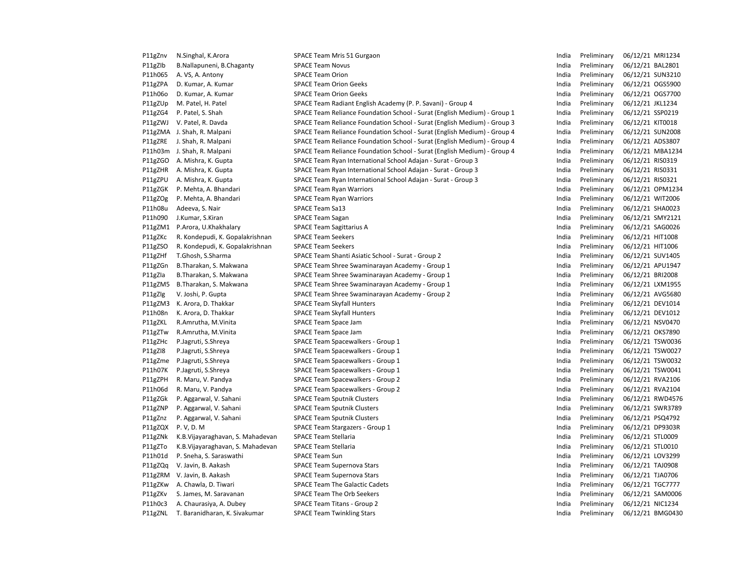| | | | | | | |
|---|---|---|---|---|---|---|
| P11gZnv | N.Singhal, K.Arora | SPACE Team Mris 51 Gurgaon | India | Preliminary | 06/12/21 | MRI1234 |
| P11gZlb | B.Nallapuneni, B.Chaganty | SPACE Team Novus | India | Preliminary | 06/12/21 | BAL2801 |
| P11h065 | A. VS, A. Antony | SPACE Team Orion | India | Preliminary | 06/12/21 | SUN3210 |
| P11gZPA | D. Kumar, A. Kumar | SPACE Team Orion Geeks | India | Preliminary | 06/12/21 | OGS5900 |
| P11h06o | D. Kumar, A. Kumar | SPACE Team Orion Geeks | India | Preliminary | 06/12/21 | OGS7700 |
| P11gZUp | M. Patel, H. Patel | SPACE Team Radiant English Academy (P. P. Savani) - Group 4 | India | Preliminary | 06/12/21 | JKL1234 |
| P11gZG4 | P. Patel, S. Shah | SPACE Team Reliance Foundation School - Surat (English Medium) - Group 1 | India | Preliminary | 06/12/21 | SSP0219 |
| P11gZWJ | V. Patel, R. Davda | SPACE Team Reliance Foundation School - Surat (English Medium) - Group 3 | India | Preliminary | 06/12/21 | KIT0018 |
| P11gZMA | J. Shah, R. Malpani | SPACE Team Reliance Foundation School - Surat (English Medium) - Group 4 | India | Preliminary | 06/12/21 | SUN2008 |
| P11gZRE | J. Shah, R. Malpani | SPACE Team Reliance Foundation School - Surat (English Medium) - Group 4 | India | Preliminary | 06/12/21 | ADS3807 |
| P11h03m | J. Shah, R. Malpani | SPACE Team Reliance Foundation School - Surat (English Medium) - Group 4 | India | Preliminary | 06/12/21 | MBA1234 |
| P11gZGO | A. Mishra, K. Gupta | SPACE Team Ryan International School Adajan - Surat - Group 3 | India | Preliminary | 06/12/21 | RIS0319 |
| P11gZHR | A. Mishra, K. Gupta | SPACE Team Ryan International School Adajan - Surat - Group 3 | India | Preliminary | 06/12/21 | RIS0331 |
| P11gZPU | A. Mishra, K. Gupta | SPACE Team Ryan International School Adajan - Surat - Group 3 | India | Preliminary | 06/12/21 | RIS0321 |
| P11gZGK | P. Mehta, A. Bhandari | SPACE Team Ryan Warriors | India | Preliminary | 06/12/21 | OPM1234 |
| P11gZOg | P. Mehta, A. Bhandari | SPACE Team Ryan Warriors | India | Preliminary | 06/12/21 | WIT2006 |
| P11h08u | Adeeva, S. Nair | SPACE Team Sa13 | India | Preliminary | 06/12/21 | SHA0023 |
| P11h090 | J.Kumar, S.Kiran | SPACE Team Sagan | India | Preliminary | 06/12/21 | SMY2121 |
| P11gZM1 | P.Arora, U.Khakhalary | SPACE Team Sagittarius A | India | Preliminary | 06/12/21 | SAG0026 |
| P11gZKc | R. Kondepudi, K. Gopalakrishnan | SPACE Team Seekers | India | Preliminary | 06/12/21 | HIT1008 |
| P11gZSO | R. Kondepudi, K. Gopalakrishnan | SPACE Team Seekers | India | Preliminary | 06/12/21 | HIT1006 |
| P11gZHf | T.Ghosh, S.Sharma | SPACE Team Shanti Asiatic School - Surat - Group 2 | India | Preliminary | 06/12/21 | SUV1405 |
| P11gZGn | B.Tharakan, S. Makwana | SPACE Team Shree Swaminarayan Academy - Group 1 | India | Preliminary | 06/12/21 | APU1947 |
| P11gZIa | B.Tharakan, S. Makwana | SPACE Team Shree Swaminarayan Academy - Group 1 | India | Preliminary | 06/12/21 | BRI2008 |
| P11gZM5 | B.Tharakan, S. Makwana | SPACE Team Shree Swaminarayan Academy - Group 1 | India | Preliminary | 06/12/21 | LXM1955 |
| P11gZIg | V. Joshi, P. Gupta | SPACE Team Shree Swaminarayan Academy - Group 2 | India | Preliminary | 06/12/21 | AVG5680 |
| P11gZM3 | K. Arora, D. Thakkar | SPACE Team Skyfall Hunters | India | Preliminary | 06/12/21 | DEV1014 |
| P11h08n | K. Arora, D. Thakkar | SPACE Team Skyfall Hunters | India | Preliminary | 06/12/21 | DEV1012 |
| P11gZKL | R.Amrutha, M.Vinita | SPACE Team Space Jam | India | Preliminary | 06/12/21 | NSV0470 |
| P11gZTw | R.Amrutha, M.Vinita | SPACE Team Space Jam | India | Preliminary | 06/12/21 | OKS7890 |
| P11gZHc | P.Jagruti, S.Shreya | SPACE Team Spacewalkers - Group 1 | India | Preliminary | 06/12/21 | TSW0036 |
| P11gZI8 | P.Jagruti, S.Shreya | SPACE Team Spacewalkers - Group 1 | India | Preliminary | 06/12/21 | TSW0027 |
| P11gZme | P.Jagruti, S.Shreya | SPACE Team Spacewalkers - Group 1 | India | Preliminary | 06/12/21 | TSW0032 |
| P11h07K | P.Jagruti, S.Shreya | SPACE Team Spacewalkers - Group 1 | India | Preliminary | 06/12/21 | TSW0041 |
| P11gZPH | R. Maru, V. Pandya | SPACE Team Spacewalkers - Group 2 | India | Preliminary | 06/12/21 | RVA2106 |
| P11h06d | R. Maru, V. Pandya | SPACE Team Spacewalkers - Group 2 | India | Preliminary | 06/12/21 | RVA2104 |
| P11gZGk | P. Aggarwal, V. Sahani | SPACE Team Sputnik Clusters | India | Preliminary | 06/12/21 | RWD4576 |
| P11gZNP | P. Aggarwal, V. Sahani | SPACE Team Sputnik Clusters | India | Preliminary | 06/12/21 | SWR3789 |
| P11gZnz | P. Aggarwal, V. Sahani | SPACE Team Sputnik Clusters | India | Preliminary | 06/12/21 | PSQ4792 |
| P11gZQX | P. V, D. M | SPACE Team Stargazers - Group 1 | India | Preliminary | 06/12/21 | DP9303R |
| P11gZNk | K.B.Vijayaraghavan, S. Mahadevan | SPACE Team Stellaria | India | Preliminary | 06/12/21 | STL0009 |
| P11gZTo | K.B.Vijayaraghavan, S. Mahadevan | SPACE Team Stellaria | India | Preliminary | 06/12/21 | STL0010 |
| P11h01d | P. Sneha, S. Saraswathi | SPACE Team Sun | India | Preliminary | 06/12/21 | LOV3299 |
| P11gZQq | V. Javin, B. Aakash | SPACE Team Supernova Stars | India | Preliminary | 06/12/21 | TAJ0908 |
| P11gZRM | V. Javin, B. Aakash | SPACE Team Supernova Stars | India | Preliminary | 06/12/21 | TJA0706 |
| P11gZKw | A. Chawla, D. Tiwari | SPACE Team The Galactic Cadets | India | Preliminary | 06/12/21 | TGC7777 |
| P11gZKv | S. James, M. Saravanan | SPACE Team The Orb Seekers | India | Preliminary | 06/12/21 | SAM0006 |
| P11h0c3 | A. Chaurasiya, A. Dubey | SPACE Team Titans - Group 2 | India | Preliminary | 06/12/21 | NIC1234 |
| P11gZNL | T. Baranidharan, K. Sivakumar | SPACE Team Twinkling Stars | India | Preliminary | 06/12/21 | BMG0430 |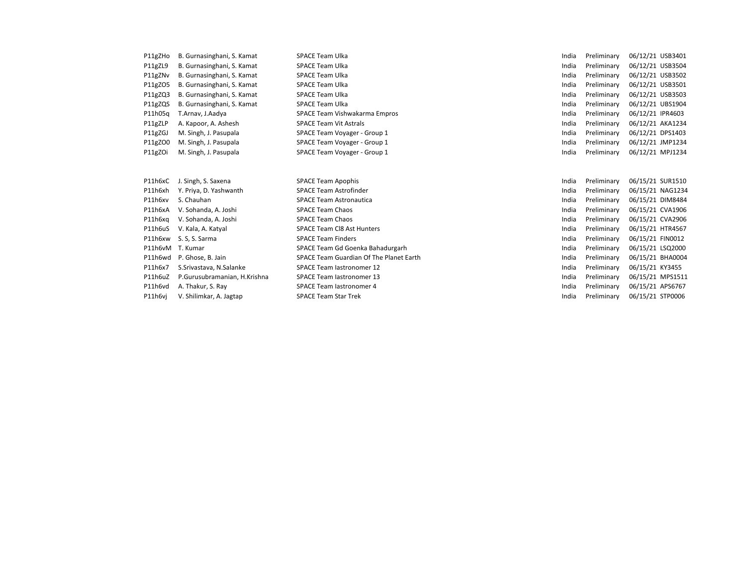| | | | | | | |
|---|---|---|---|---|---|---|
| P11gZHo | B. Gurnasinghani, S. Kamat | SPACE Team Ulka | India | Preliminary | 06/12/21 | USB3401 |
| P11gZL9 | B. Gurnasinghani, S. Kamat | SPACE Team Ulka | India | Preliminary | 06/12/21 | USB3504 |
| P11gZNv | B. Gurnasinghani, S. Kamat | SPACE Team Ulka | India | Preliminary | 06/12/21 | USB3502 |
| P11gZO5 | B. Gurnasinghani, S. Kamat | SPACE Team Ulka | India | Preliminary | 06/12/21 | USB3501 |
| P11gZQ3 | B. Gurnasinghani, S. Kamat | SPACE Team Ulka | India | Preliminary | 06/12/21 | USB3503 |
| P11gZQS | B. Gurnasinghani, S. Kamat | SPACE Team Ulka | India | Preliminary | 06/12/21 | UBS1904 |
| P11h05q | T.Arnav, J.Aadya | SPACE Team Vishwakarma Empros | India | Preliminary | 06/12/21 | IPR4603 |
| P11gZLP | A. Kapoor, A. Ashesh | SPACE Team Vit Astrals | India | Preliminary | 06/12/21 | AKA1234 |
| P11gZGJ | M. Singh, J. Pasupala | SPACE Team Voyager - Group 1 | India | Preliminary | 06/12/21 | DPS1403 |
| P11gZO0 | M. Singh, J. Pasupala | SPACE Team Voyager - Group 1 | India | Preliminary | 06/12/21 | JMP1234 |
| P11gZOi | M. Singh, J. Pasupala | SPACE Team Voyager - Group 1 | India | Preliminary | 06/12/21 | MPJ1234 |
| | | | | | | |
| P11h6xC | J. Singh, S. Saxena | SPACE Team Apophis | India | Preliminary | 06/15/21 | SUR1510 |
| P11h6xh | Y. Priya, D. Yashwanth | SPACE Team Astrofinder | India | Preliminary | 06/15/21 | NAG1234 |
| P11h6xv | S. Chauhan | SPACE Team Astronautica | India | Preliminary | 06/15/21 | DIM8484 |
| P11h6xA | V. Sohanda, A. Joshi | SPACE Team Chaos | India | Preliminary | 06/15/21 | CVA1906 |
| P11h6xq | V. Sohanda, A. Joshi | SPACE Team Chaos | India | Preliminary | 06/15/21 | CVA2906 |
| P11h6uS | V. Kala, A. Katyal | SPACE Team Cl8 Ast Hunters | India | Preliminary | 06/15/21 | HTR4567 |
| P11h6xw | S. S, S. Sarma | SPACE Team Finders | India | Preliminary | 06/15/21 | FIN0012 |
| P11h6vM | T. Kumar | SPACE Team Gd Goenka Bahadurgarh | India | Preliminary | 06/15/21 | LSQ2000 |
| P11h6wd | P. Ghose, B. Jain | SPACE Team Guardian Of The Planet Earth | India | Preliminary | 06/15/21 | BHA0004 |
| P11h6x7 | S.Srivastava, N.Salanke | SPACE Team Iastronomer 12 | India | Preliminary | 06/15/21 | KY3455 |
| P11h6uZ | P.Gurusubramanian, H.Krishna | SPACE Team Iastronomer 13 | India | Preliminary | 06/15/21 | MPS1511 |
| P11h6vd | A. Thakur, S. Ray | SPACE Team Iastronomer 4 | India | Preliminary | 06/15/21 | APS6767 |
| P11h6vj | V. Shilimkar, A. Jagtap | SPACE Team Star Trek | India | Preliminary | 06/15/21 | STP0006 |